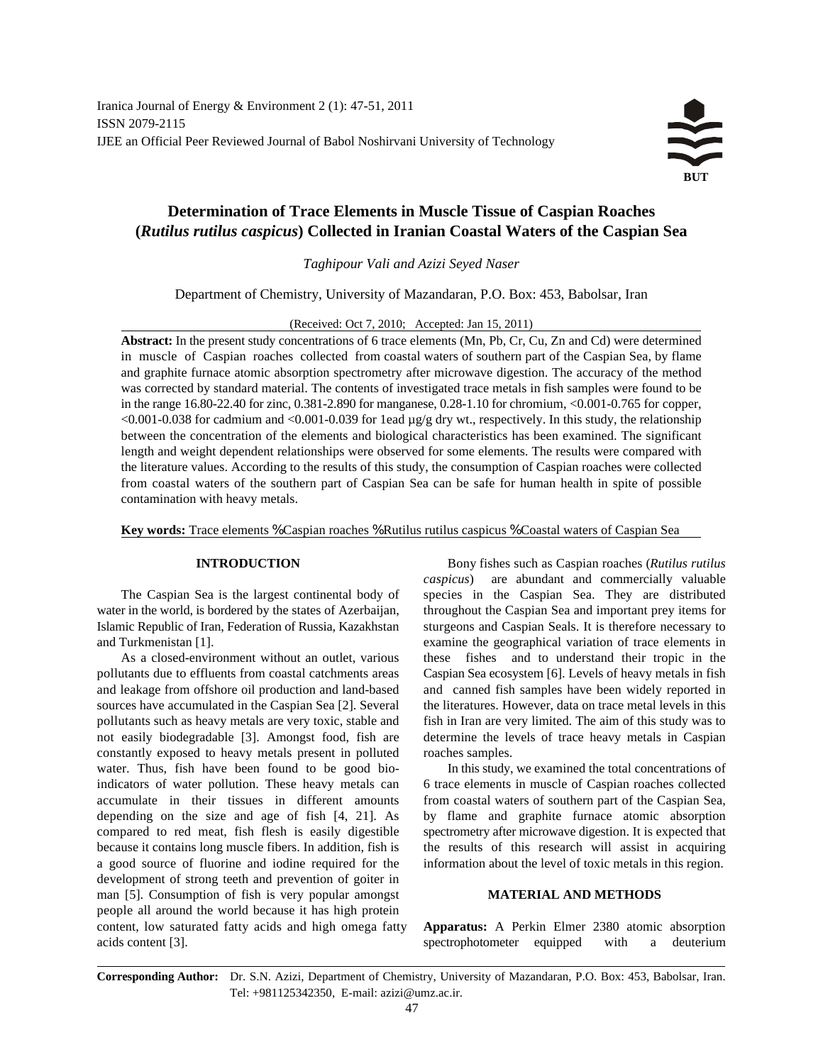# Determination of Trace Elements in Muscle Tissue of Caspian Roaches (*Rutilus rutilus caspicus*) Collected in Iranian Coastal Waters of the Caspian Sea

*Taghipour Vali and Azizi Seyed Naser*

Department of Chemistry, University of Mazandaran, P.O. Box: 453, Babolsar, Iran

(Received: Oct 7, 2010; Accepted: Jan 15, 2011)

**Abstract:** In the present study concentrations of 6 trace elements (Mn, Pb, Cr, Cu, Zn and Cd) were determined in muscle of Caspian roaches collected from coastal waters of southern part of the Caspian Sea, by flame and graphite furnace atomic absorption spectrometry after microwave digestion. The accuracy of the method was corrected by standard material. The contents of investigated trace metals in fish samples were found to be in the range 16.80-22.40 for zinc, 0.381-2.890 for manganese, 0.28-1.10 for chromium, <0.001-0.765 for copper, <0.001-0.038 for cadmium and <0.001-0.039 for 1ead µg/g dry wt., respectively. In this study, the relationship between the concentration of the elements and biological characteristics has been examined. The significant length and weight dependent relationships were observed for some elements. The results were compared with the literature values. According to the results of this study, the consumption of Caspian roaches were collected from coastal waters of the southern part of Caspian Sea can be safe for human health in spite of possible contamination with heavy metals.

**Key words:** Trace elements % Caspian roaches % Rutilus rutilus caspicus % Coastal waters of Caspian Sea

## INTRODUCTION

The Caspian Sea is the largest continental body of water in the world, is bordered by the states of Azerbaijan, Islamic Republic of Iran, Federation of Russia, Kazakhstan and Turkmenistan [1].

As a closed-environment without an outlet, various pollutants due to effluents from coastal catchments areas and leakage from offshore oil production and land-based sources have accumulated in the Caspian Sea [2]. Several pollutants such as heavy metals are very toxic, stable and not easily biodegradable [3]. Amongst food, fish are constantly exposed to heavy metals present in polluted water. Thus, fish have been found to be good bio-indicators of water pollution. These heavy metals can accumulate in their tissues in different amounts depending on the size and age of fish [4, 21]. As compared to red meat, fish flesh is easily digestible because it contains long muscle fibers. In addition, fish is a good source of fluorine and iodine required for the development of strong teeth and prevention of goiter in man [5]. Consumption of fish is very popular amongst people all around the world because it has high protein content, low saturated fatty acids and high omega fatty acids content [3].

Bony fishes such as Caspian roaches (*Rutilus rutilus caspicus*) are abundant and commercially valuable species in the Caspian Sea. They are distributed throughout the Caspian Sea and important prey items for sturgeons and Caspian Seals. It is therefore necessary to examine the geographical variation of trace elements in these fishes and to understand their tropic in the Caspian Sea ecosystem [6]. Levels of heavy metals in fish and canned fish samples have been widely reported in the literatures. However, data on trace metal levels in this fish in Iran are very limited. The aim of this study was to determine the levels of trace heavy metals in Caspian roaches samples.

In this study, we examined the total concentrations of 6 trace elements in muscle of Caspian roaches collected from coastal waters of southern part of the Caspian Sea, by flame and graphite furnace atomic absorption spectrometry after microwave digestion. It is expected that the results of this research will assist in acquiring information about the level of toxic metals in this region.

## MATERIAL AND METHODS

**Apparatus:** A Perkin Elmer 2380 atomic absorption spectrophotometer equipped with a deuterium

**Corresponding Author:** Dr. S.N. Azizi, Department of Chemistry, University of Mazandaran, P.O. Box: 453, Babolsar, Iran. Tel: +981125342350, E-mail: azizi@umz.ac.ir.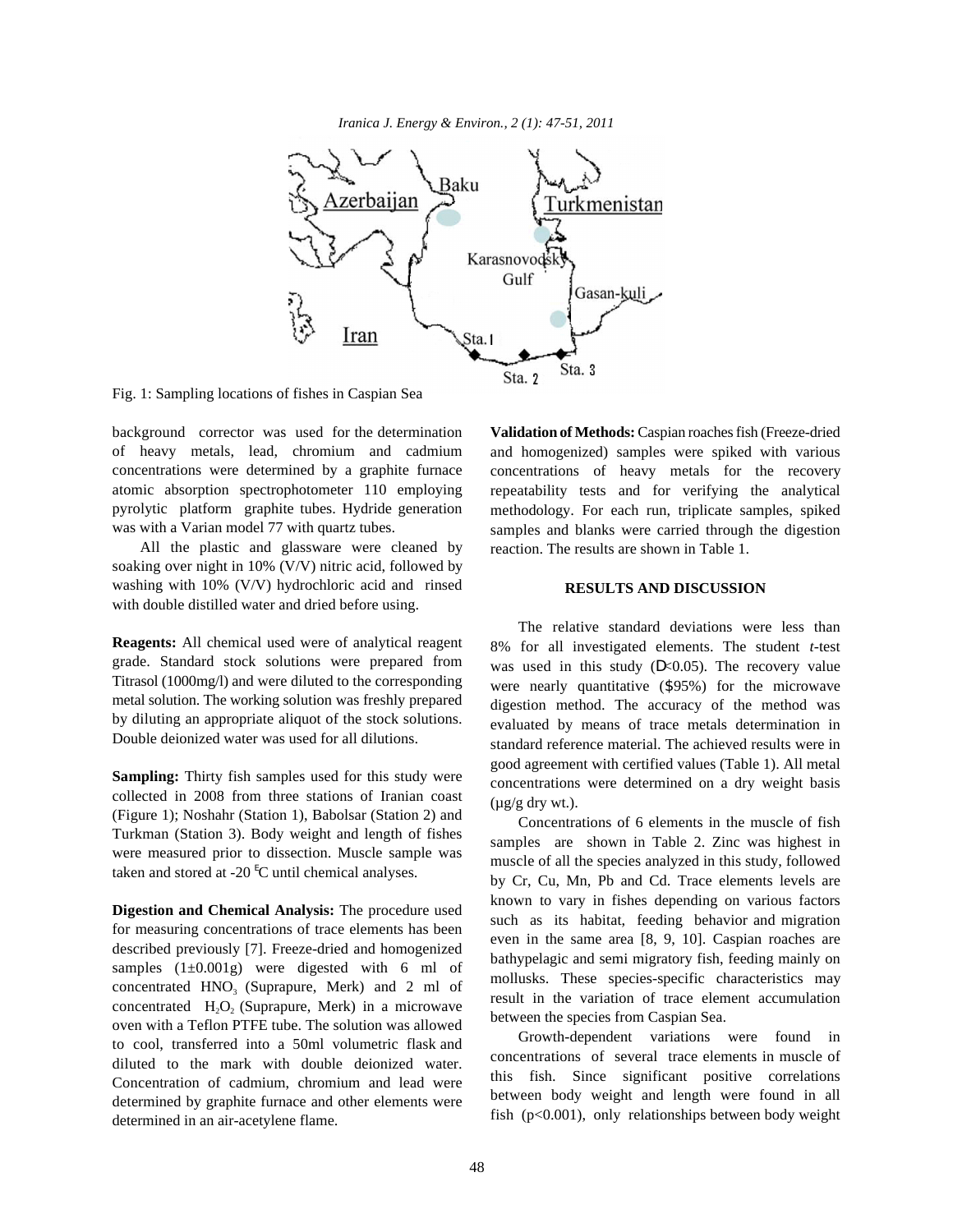Fig. 1: Sampling locations of fishes in Caspian Sea

background corrector was used for the determination of heavy metals, lead, chromium and cadmium concentrations were determined by a graphite furnace atomic absorption spectrophotometer 110 employing pyrolytic platform graphite tubes. Hydride generation was with a Varian model 77 with quartz tubes.

All the plastic and glassware were cleaned by soaking over night in 10% (V/V) nitric acid, followed by washing with 10% (V/V) hydrochloric acid and rinsed with double distilled water and dried before using.

**Reagents:** All chemical used were of analytical reagent grade. Standard stock solutions were prepared from Titrasol (1000mg/l) and were diluted to the corresponding metal solution. The working solution was freshly prepared by diluting an appropriate aliquot of the stock solutions. Double deionized water was used for all dilutions.

**Sampling:** Thirty fish samples used for this study were collected in 2008 from three stations of Iranian coast (Figure 1); Noshahr (Station 1), Babolsar (Station 2) and Turkman (Station 3). Body weight and length of fishes were measured prior to dissection. Muscle sample was taken and stored at -20 °C until chemical analyses.

**Digestion and Chemical Analysis:** The procedure used for measuring concentrations of trace elements has been described previously [7]. Freeze-dried and homogenized samples (1±0.001g) were digested with 6 ml of concentrated $HNO_3$ (Suprapure, Merk) and 2 ml of concentrated $H_2O_2$ (Suprapure, Merk) in a microwave oven with a Teflon PTFE tube. The solution was allowed to cool, transferred into a 50ml volumetric flask and diluted to the mark with double deionized water. Concentration of cadmium, chromium and lead were determined by graphite furnace and other elements were determined in an air-acetylene flame.

**Validation of Methods:** Caspian roaches fish (Freeze-dried and homogenized) samples were spiked with various concentrations of heavy metals for the recovery repeatability tests and for verifying the analytical methodology. For each run, triplicate samples, spiked samples and blanks were carried through the digestion reaction. The results are shown in Table 1.

## RESULTS AND DISCUSSION

The relative standard deviations were less than 8% for all investigated elements. The student *t*-test was used in this study ($p<0.05$). The recovery value were nearly quantitative (≥95%) for the microwave digestion method. The accuracy of the method was evaluated by means of trace metals determination in standard reference material. The achieved results were in good agreement with certified values (Table 1). All metal concentrations were determined on a dry weight basis (μg/g dry wt.).

Concentrations of 6 elements in the muscle of fish samples are shown in Table 2. Zinc was highest in muscle of all the species analyzed in this study, followed by Cr, Cu, Mn, Pb and Cd. Trace elements levels are known to vary in fishes depending on various factors such as its habitat, feeding behavior and migration even in the same area [8, 9, 10]. Caspian roaches are bathypelagic and semi migratory fish, feeding mainly on mollusks. These species-specific characteristics may result in the variation of trace element accumulation between the species from Caspian Sea.

Growth-dependent variations were found in concentrations of several trace elements in muscle of this fish. Since significant positive correlations between body weight and length were found in all fish ($p<0.001$), only relationships between body weight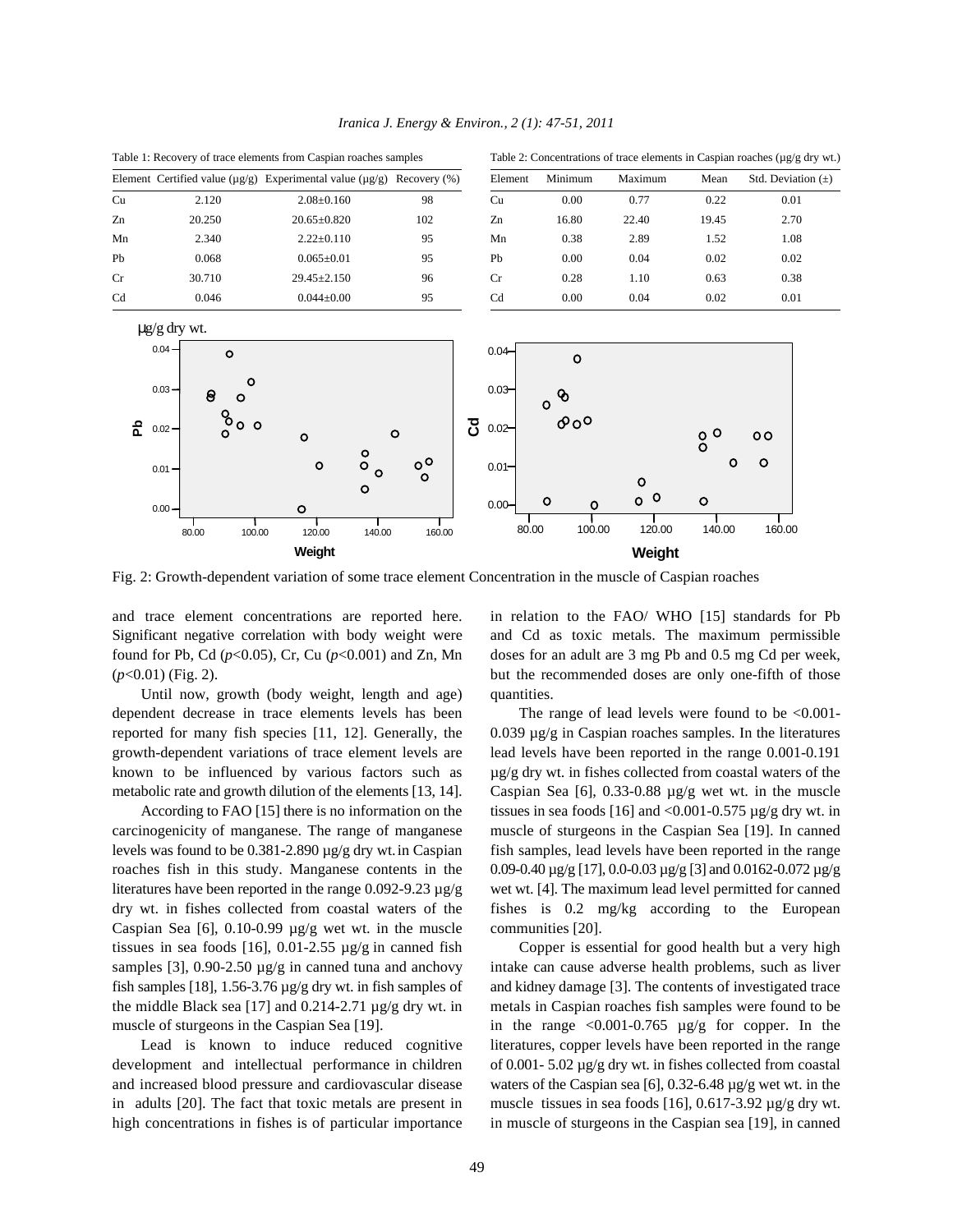Table 1: Recovery of trace elements from Caspian roaches samples

| Element | Certified value (µg/g) | Experimental value (µg/g) | Recovery (%) |
|---|---|---|---|
| Cu | 2.120 | 2.08±0.160 | 98 |
| Zn | 20.250 | 20.65±0.820 | 102 |
| Mn | 2.340 | 2.22±0.110 | 95 |
| Pb | 0.068 | 0.065±0.01 | 95 |
| Cr | 30.710 | 29.45±2.150 | 96 |
| Cd | 0.046 | 0.044±0.00 | 95 |

Table 2: Concentrations of trace elements in Caspian roaches (µg/g dry wt.)

| Element | Minimum | Maximum | Mean | Std. Deviation (±) |
|---|---|---|---|---|
| Cu | 0.00 | 0.77 | 0.22 | 0.01 |
| Zn | 16.80 | 22.40 | 19.45 | 2.70 |
| Mn | 0.38 | 2.89 | 1.52 | 1.08 |
| Pb | 0.00 | 0.04 | 0.02 | 0.02 |
| Cr | 0.28 | 1.10 | 0.63 | 0.38 |
| Cd | 0.00 | 0.04 | 0.02 | 0.01 |

Fig. 2: Growth-dependent variation of some trace element Concentration in the muscle of Caspian roaches

and trace element concentrations are reported here. Significant negative correlation with body weight were found for Pb, Cd ($p<0.05$), Cr, Cu ($p<0.001$) and Zn, Mn ($p<0.01$) (Fig. 2).

Until now, growth (body weight, length and age) dependent decrease in trace elements levels has been reported for many fish species [11, 12]. Generally, the growth-dependent variations of trace element levels are known to be influenced by various factors such as metabolic rate and growth dilution of the elements [13, 14].

According to FAO [15] there is no information on the carcinogenicity of manganese. The range of manganese levels was found to be 0.381-2.890 µg/g dry wt. in Caspian roaches fish in this study. Manganese contents in the literatures have been reported in the range 0.092-9.23 µg/g dry wt. in fishes collected from coastal waters of the Caspian Sea [6], 0.10-0.99 µg/g wet wt. in the muscle tissues in sea foods [16], 0.01-2.55 µg/g in canned fish samples [3], 0.90-2.50 µg/g in canned tuna and anchovy fish samples [18], 1.56-3.76 µg/g dry wt. in fish samples of the middle Black sea [17] and 0.214-2.71 µg/g dry wt. in muscle of sturgeons in the Caspian Sea [19].

Lead is known to induce reduced cognitive development and intellectual performance in children and increased blood pressure and cardiovascular disease in adults [20]. The fact that toxic metals are present in high concentrations in fishes is of particular importance in relation to the FAO/ WHO [15] standards for Pb and Cd as toxic metals. The maximum permissible doses for an adult are 3 mg Pb and 0.5 mg Cd per week, but the recommended doses are only one-fifth of those quantities.

The range of lead levels were found to be <0.001-0.039 µg/g in Caspian roaches samples. In the literatures lead levels have been reported in the range 0.001-0.191 µg/g dry wt. in fishes collected from coastal waters of the Caspian Sea [6], 0.33-0.88 µg/g wet wt. in the muscle tissues in sea foods [16] and <0.001-0.575 µg/g dry wt. in muscle of sturgeons in the Caspian Sea [19]. In canned fish samples, lead levels have been reported in the range 0.09-0.40 µg/g [17], 0.0-0.03 µg/g [3] and 0.0162-0.072 µg/g wet wt. [4]. The maximum lead level permitted for canned fishes is 0.2 mg/kg according to the European communities [20].

Copper is essential for good health but a very high intake can cause adverse health problems, such as liver and kidney damage [3]. The contents of investigated trace metals in Caspian roaches fish samples were found to be in the range <0.001-0.765 µg/g for copper. In the literatures, copper levels have been reported in the range of 0.001- 5.02 µg/g dry wt. in fishes collected from coastal waters of the Caspian sea [6], 0.32-6.48 µg/g wet wt. in the muscle tissues in sea foods [16], 0.617-3.92 µg/g dry wt. in muscle of sturgeons in the Caspian sea [19], in canned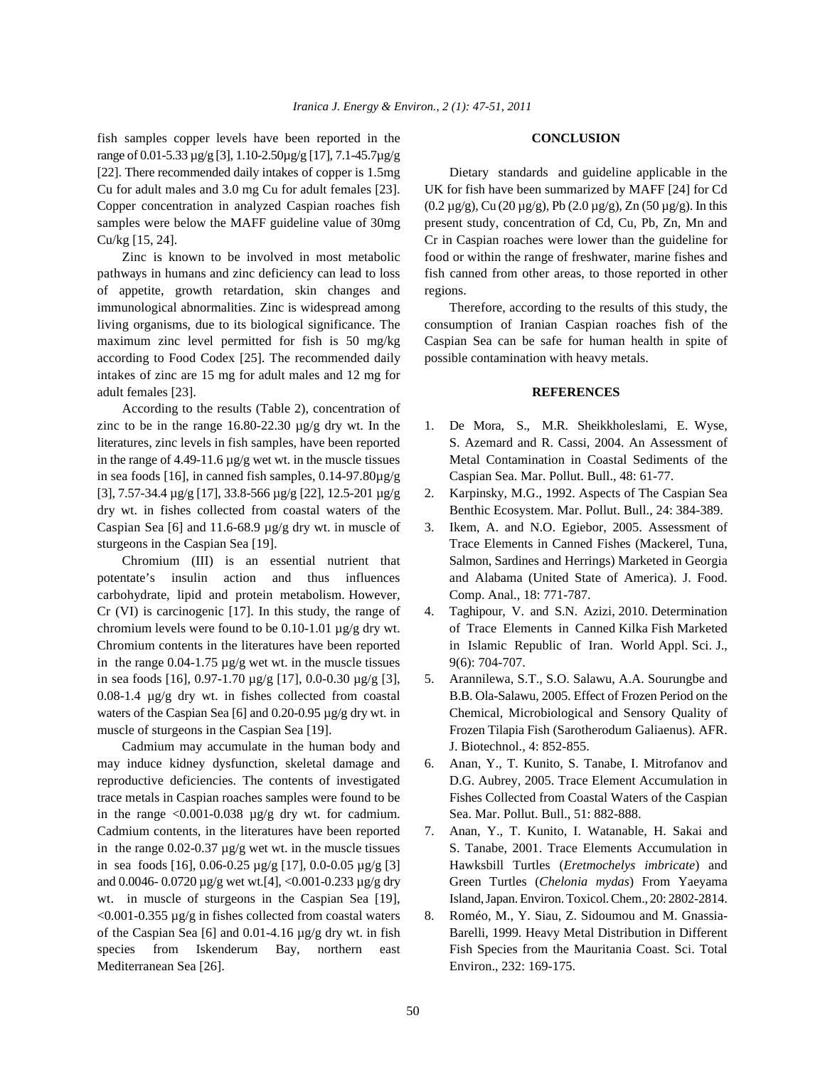fish samples copper levels have been reported in the range of 0.01-5.33 µg/g [3], 1.10-2.50µg/g [17], 7.1-45.7µg/g [22]. There recommended daily intakes of copper is 1.5mg Cu for adult males and 3.0 mg Cu for adult females [23]. Copper concentration in analyzed Caspian roaches fish samples were below the MAFF guideline value of 30mg Cu/kg [15, 24].

Zinc is known to be involved in most metabolic pathways in humans and zinc deficiency can lead to loss of appetite, growth retardation, skin changes and immunological abnormalities. Zinc is widespread among living organisms, due to its biological significance. The maximum zinc level permitted for fish is 50 mg/kg according to Food Codex [25]. The recommended daily intakes of zinc are 15 mg for adult males and 12 mg for adult females [23].

According to the results (Table 2), concentration of zinc to be in the range 16.80-22.30 µg/g dry wt. In the literatures, zinc levels in fish samples, have been reported in the range of 4.49-11.6 µg/g wet wt. in the muscle tissues in sea foods [16], in canned fish samples, 0.14-97.80µg/g [3], 7.57-34.4 µg/g [17], 33.8-566 µg/g [22], 12.5-201 µg/g dry wt. in fishes collected from coastal waters of the Caspian Sea [6] and 11.6-68.9 µg/g dry wt. in muscle of sturgeons in the Caspian Sea [19].

Chromium (III) is an essential nutrient that potentate's insulin action and thus influences carbohydrate, lipid and protein metabolism. However, Cr (VI) is carcinogenic [17]. In this study, the range of chromium levels were found to be 0.10-1.01 µg/g dry wt. Chromium contents in the literatures have been reported in the range 0.04-1.75 µg/g wet wt. in the muscle tissues in sea foods [16], 0.97-1.70 µg/g [17], 0.0-0.30 µg/g [3], 0.08-1.4 µg/g dry wt. in fishes collected from coastal waters of the Caspian Sea [6] and 0.20-0.95 µg/g dry wt. in muscle of sturgeons in the Caspian Sea [19].

Cadmium may accumulate in the human body and may induce kidney dysfunction, skeletal damage and reproductive deficiencies. The contents of investigated trace metals in Caspian roaches samples were found to be in the range <0.001-0.038 µg/g dry wt. for cadmium. Cadmium contents, in the literatures have been reported in the range 0.02-0.37 µg/g wet wt. in the muscle tissues in sea foods [16], 0.06-0.25 µg/g [17], 0.0-0.05 µg/g [3] and 0.0046- 0.0720 µg/g wet wt.[4], <0.001-0.233 µg/g dry wt. in muscle of sturgeons in the Caspian Sea [19], <0.001-0.355 µg/g in fishes collected from coastal waters of the Caspian Sea [6] and 0.01-4.16 µg/g dry wt. in fish species from Iskenderum Bay, northern east Mediterranean Sea [26].

## CONCLUSION

Dietary standards and guideline applicable in the UK for fish have been summarized by MAFF [24] for Cd (0.2 µg/g), Cu (20 µg/g), Pb (2.0 µg/g), Zn (50 µg/g). In this present study, concentration of Cd, Cu, Pb, Zn, Mn and Cr in Caspian roaches were lower than the guideline for food or within the range of freshwater, marine fishes and fish canned from other areas, to those reported in other regions.

Therefore, according to the results of this study, the consumption of Iranian Caspian roaches fish of the Caspian Sea can be safe for human health in spite of possible contamination with heavy metals.

## REFERENCES

1. De Mora, S., M.R. Sheikkholeslami, E. Wyse, S. Azemard and R. Cassi, 2004. An Assessment of Metal Contamination in Coastal Sediments of the Caspian Sea. Mar. Pollut. Bull., 48: 61-77.
2. Karpinsky, M.G., 1992. Aspects of The Caspian Sea Benthic Ecosystem. Mar. Pollut. Bull., 24: 384-389.
3. Ikem, A. and N.O. Egiebor, 2005. Assessment of Trace Elements in Canned Fishes (Mackerel, Tuna, Salmon, Sardines and Herrings) Marketed in Georgia and Alabama (United State of America). J. Food. Comp. Anal., 18: 771-787.
4. Taghipour, V. and S.N. Azizi, 2010. Determination of Trace Elements in Canned Kilka Fish Marketed in Islamic Republic of Iran. World Appl. Sci. J., 9(6): 704-707.
5. Arannilewa, S.T., S.O. Salawu, A.A. Sourungbe and B.B. Ola-Salawu, 2005. Effect of Frozen Period on the Chemical, Microbiological and Sensory Quality of Frozen Tilapia Fish (Sarotherodum Galiaenus). AFR. J. Biotechnol., 4: 852-855.
6. Anan, Y., T. Kunito, S. Tanabe, I. Mitrofanov and D.G. Aubrey, 2005. Trace Element Accumulation in Fishes Collected from Coastal Waters of the Caspian Sea. Mar. Pollut. Bull., 51: 882-888.
7. Anan, Y., T. Kunito, I. Watanable, H. Sakai and S. Tanabe, 2001. Trace Elements Accumulation in Hawksbill Turtles (*Eretmochelys imbricate*) and Green Turtles (*Chelonia mydas*) From Yaeyama Island, Japan. Environ. Toxicol. Chem., 20: 2802-2814.
8. Roméo, M., Y. Siau, Z. Sidoumou and M. Gnassia-Barelli, 1999. Heavy Metal Distribution in Different Fish Species from the Mauritania Coast. Sci. Total Environ., 232: 169-175.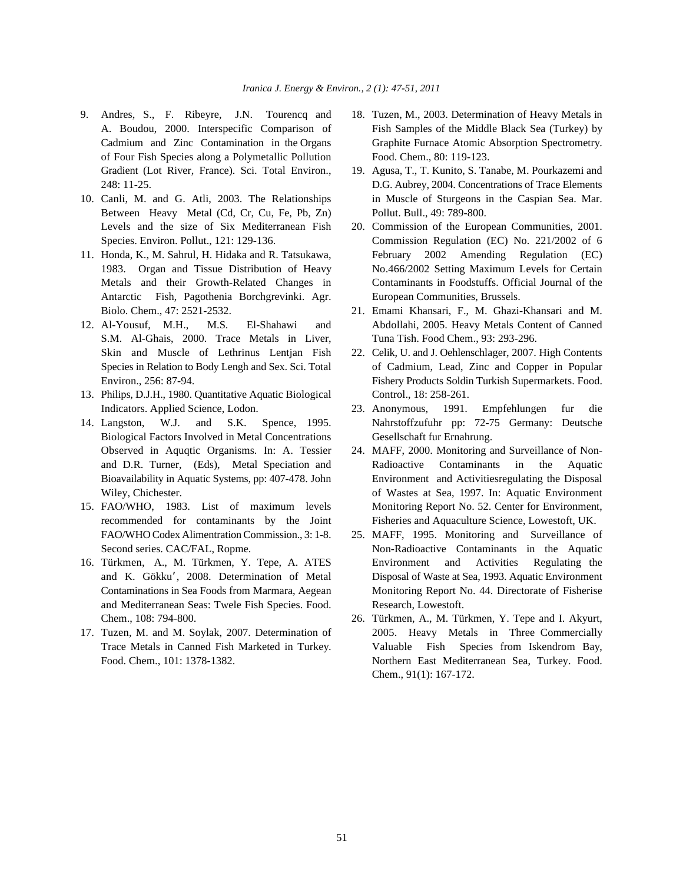9. Andres, S., F. Ribeyre, J.N. Tourencq and A. Boudou, 2000. Interspecific Comparison of Cadmium and Zinc Contamination in the Organs of Four Fish Species along a Polymetallic Pollution Gradient (Lot River, France). Sci. Total Environ., 248: 11-25.
10. Canli, M. and G. Atli, 2003. The Relationships Between Heavy Metal (Cd, Cr, Cu, Fe, Pb, Zn) Levels and the size of Six Mediterranean Fish Species. Environ. Pollut., 121: 129-136.
11. Honda, K., M. Sahrul, H. Hidaka and R. Tatsukawa, 1983. Organ and Tissue Distribution of Heavy Metals and their Growth-Related Changes in Antarctic Fish, Pagothenia Borchgrevinki. Agr. Biolo. Chem., 47: 2521-2532.
12. Al-Yousuf, M.H., M.S. El-Shahawi and S.M. Al-Ghais, 2000. Trace Metals in Liver, Skin and Muscle of Lethrinus Lentjan Fish Species in Relation to Body Lengh and Sex. Sci. Total Environ., 256: 87-94.
13. Philips, D.J.H., 1980. Quantitative Aquatic Biological Indicators. Applied Science, Lodon.
14. Langston, W.J. and S.K. Spence, 1995. Biological Factors Involved in Metal Concentrations Observed in Aquqtic Organisms. In: A. Tessier and D.R. Turner, (Eds), Metal Speciation and Bioavailability in Aquatic Systems, pp: 407-478. John Wiley, Chichester.
15. FAO/WHO, 1983. List of maximum levels recommended for contaminants by the Joint FAO/WHO Codex Alimentration Commission., 3: 1-8. Second series. CAC/FAL, Ropme.
16. Türkmen, A., M. Türkmen, Y. Tepe, A. ATES and K. Gökku', 2008. Determination of Metal Contaminations in Sea Foods from Marmara, Aegean and Mediterranean Seas: Twele Fish Species. Food. Chem., 108: 794-800.
17. Tuzen, M. and M. Soylak, 2007. Determination of Trace Metals in Canned Fish Marketed in Turkey. Food. Chem., 101: 1378-1382.
18. Tuzen, M., 2003. Determination of Heavy Metals in Fish Samples of the Middle Black Sea (Turkey) by Graphite Furnace Atomic Absorption Spectrometry. Food. Chem., 80: 119-123.
19. Agusa, T., T. Kunito, S. Tanabe, M. Pourkazemi and D.G. Aubrey, 2004. Concentrations of Trace Elements in Muscle of Sturgeons in the Caspian Sea. Mar. Pollut. Bull., 49: 789-800.
20. Commission of the European Communities, 2001. Commission Regulation (EC) No. 221/2002 of 6 February 2002 Amending Regulation (EC) No.466/2002 Setting Maximum Levels for Certain Contaminants in Foodstuffs. Official Journal of the European Communities, Brussels.
21. Emami Khansari, F., M. Ghazi-Khansari and M. Abdollahi, 2005. Heavy Metals Content of Canned Tuna Tish. Food Chem., 93: 293-296.
22. Celik, U. and J. Oehlenschlager, 2007. High Contents of Cadmium, Lead, Zinc and Copper in Popular Fishery Products Soldin Turkish Supermarkets. Food. Control., 18: 258-261.
23. Anonymous, 1991. Empfehlungen fur die Nahrstoffzufuhr pp: 72-75 Germany: Deutsche Gesellschaft fur Ernahrung.
24. MAFF, 2000. Monitoring and Surveillance of Non-Radioactive Contaminants in the Aquatic Environment and Activitiesregulating the Disposal of Wastes at Sea, 1997. In: Aquatic Environment Monitoring Report No. 52. Center for Environment, Fisheries and Aquaculture Science, Lowestoft, UK.
25. MAFF, 1995. Monitoring and Surveillance of Non-Radioactive Contaminants in the Aquatic Environment and Activities Regulating the Disposal of Waste at Sea, 1993. Aquatic Environment Monitoring Report No. 44. Directorate of Fisherise Research, Lowestoft.
26. Türkmen, A., M. Türkmen, Y. Tepe and I. Akyurt, 2005. Heavy Metals in Three Commercially Valuable Fish Species from Iskendrom Bay, Northern East Mediterranean Sea, Turkey. Food. Chem., 91(1): 167-172.